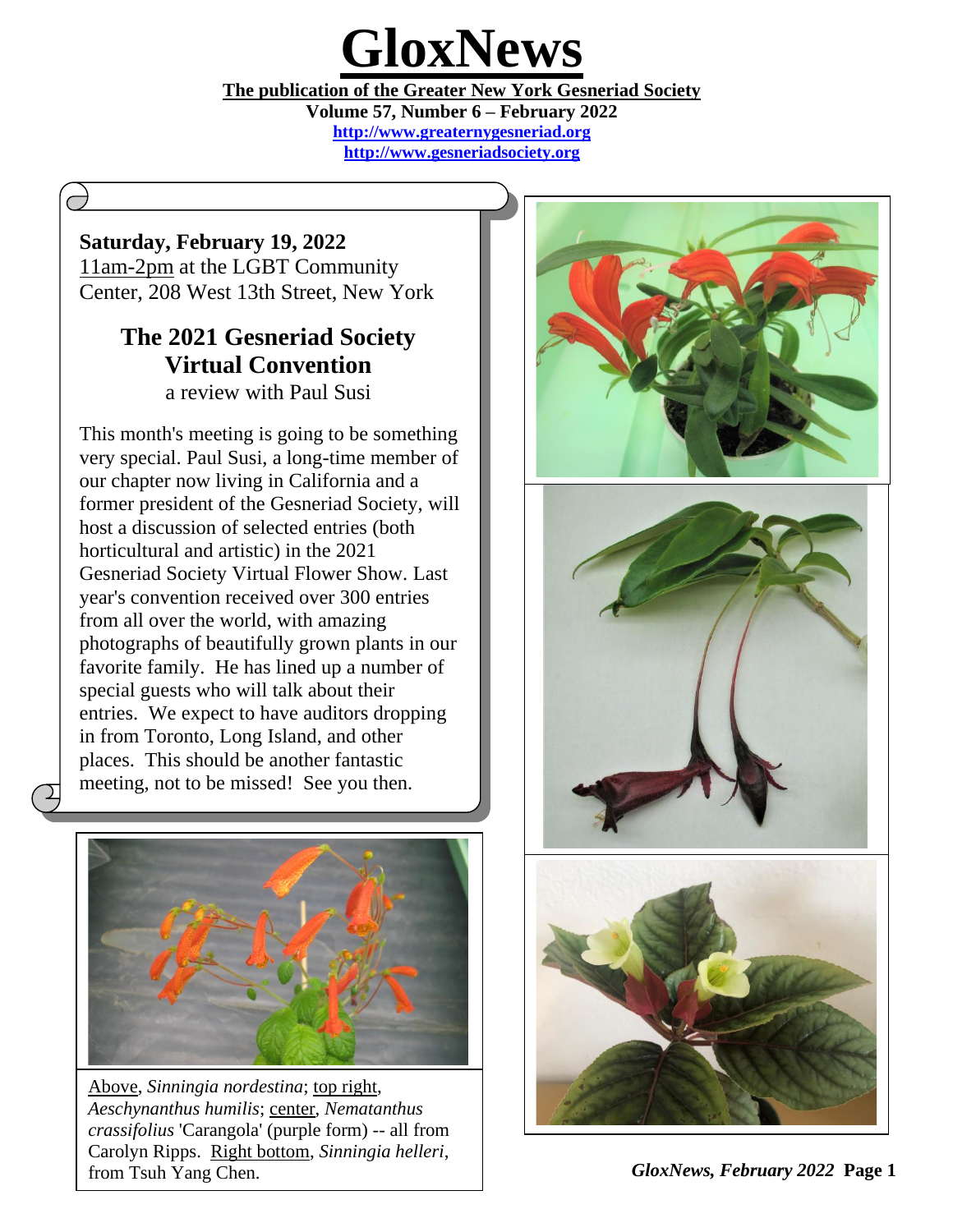# GloxNews

**The publication of the Greater New York Gesneriad Society**

**Volume 57, Number 6 – February 2022**

**http://www.greaternygesneriad.org**

**http://www.gesneriadsociety.org**

**Saturday, February 19, 2022**

11am-2pm at the LGBT Community Center, 208 West 13th Street, New York

## The 2021 Gesneriad Society Virtual Convention

a review with Paul Susi

This month's meeting is going to be something very special. Paul Susi, a long-time member of our chapter now living in California and a former president of the Gesneriad Society, will host a discussion of selected entries (both horticultural and artistic) in the 2021 Gesneriad Society Virtual Flower Show. Last year's convention received over 300 entries from all over the world, with amazing photographs of beautifully grown plants in our favorite family. He has lined up a number of special guests who will talk about their entries. We expect to have auditors dropping in from Toronto, Long Island, and other places. This should be another fantastic meeting, not to be missed! See you then.

Above, *Sinningia nordestina*; top right, *Aeschynanthus humilis*; center, *Nematanthus crassifolius* 'Carangola' (purple form) -- all from Carolyn Ripps. Right bottom, *Sinningia helleri*, from Tsuh Yang Chen.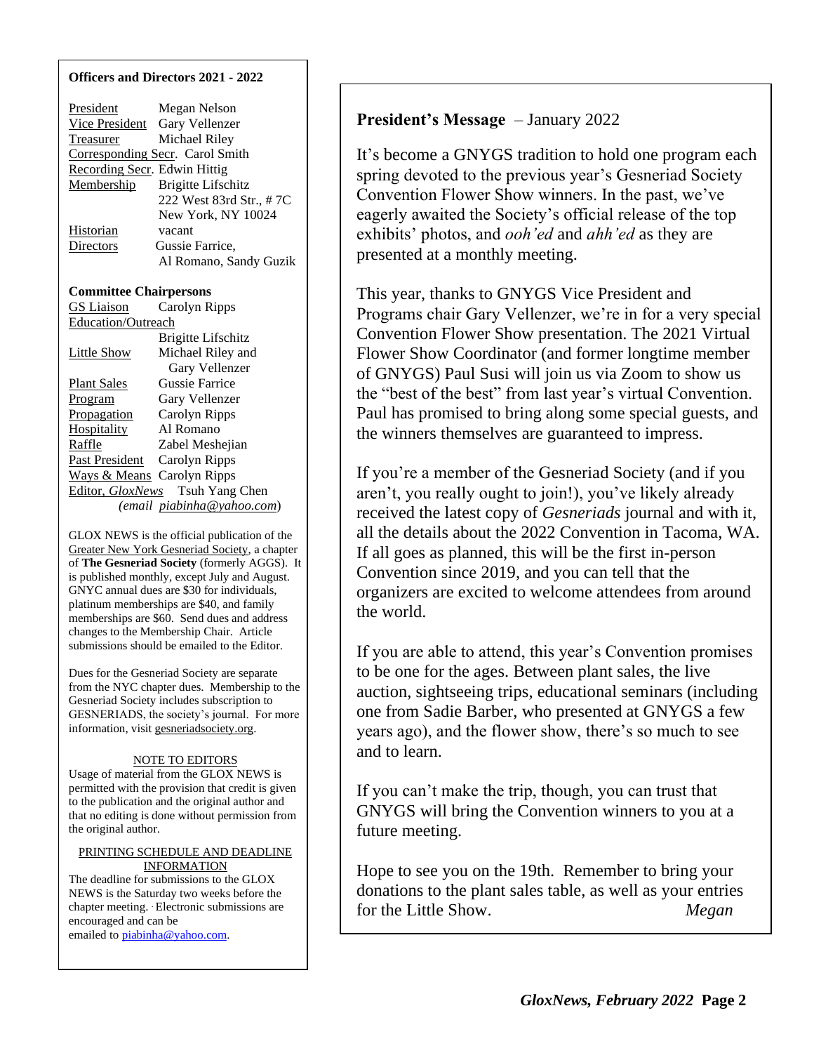**Officers and Directors 2021 - 2022**

| | |
|---|---|
| President | Megan Nelson |
| Vice President | Gary Vellenzer |
| Treasurer | Michael Riley |
| Corresponding Secr. | Carol Smith |
| Recording Secr. | Edwin Hittig |
| Membership | Brigitte Lifschitz<br>222 West 83rd Str., # 7C<br>New York, NY 10024 |
| Historian | vacant |
| Directors | Gussie Farrice,<br>Al Romano, Sandy Guzik |

**Committee Chairpersons**

| | |
|---|---|
| GS Liaison | Carolyn Ripps |
| Education/Outreach | Brigitte Lifschitz |
| Little Show | Michael Riley and Gary Vellenzer |
| Plant Sales | Gussie Farrice |
| Program | Gary Vellenzer |
| Propagation | Carolyn Ripps |
| Hospitality | Al Romano |
| Raffle | Zabel Meshejian |
| Past President | Carolyn Ripps |
| Ways & Means | Carolyn Ripps |
| Editor, *GloxNews* | Tsuh Yang Chen<br>(email piabinha@yahoo.com) |

GLOX NEWS is the official publication of the Greater New York Gesneriad Society, a chapter of **The Gesneriad Society** (formerly AGGS). It is published monthly, except July and August. GNYC annual dues are $30 for individuals, platinum memberships are $40, and family memberships are $60. Send dues and address changes to the Membership Chair. Article submissions should be emailed to the Editor.

Dues for the Gesneriad Society are separate from the NYC chapter dues. Membership to the Gesneriad Society includes subscription to GESNERIADS, the society's journal. For more information, visit gesneriadsociety.org.

NOTE TO EDITORS

Usage of material from the GLOX NEWS is permitted with the provision that credit is given to the publication and the original author and that no editing is done without permission from the original author.

PRINTING SCHEDULE AND DEADLINE INFORMATION

The deadline for submissions to the GLOX NEWS is the Saturday two weeks before the chapter meeting. Electronic submissions are encouraged and can be emailed to piabinha@yahoo.com.

## President's Message – January 2022

It's become a GNYGS tradition to hold one program each spring devoted to the previous year's Gesneriad Society Convention Flower Show winners. In the past, we've eagerly awaited the Society's official release of the top exhibits' photos, and *ooh'ed* and *ahh'ed* as they are presented at a monthly meeting.

This year, thanks to GNYGS Vice President and Programs chair Gary Vellenzer, we're in for a very special Convention Flower Show presentation. The 2021 Virtual Flower Show Coordinator (and former longtime member of GNYGS) Paul Susi will join us via Zoom to show us the "best of the best" from last year's virtual Convention. Paul has promised to bring along some special guests, and the winners themselves are guaranteed to impress.

If you're a member of the Gesneriad Society (and if you aren't, you really ought to join!), you've likely already received the latest copy of *Gesneriads* journal and with it, all the details about the 2022 Convention in Tacoma, WA. If all goes as planned, this will be the first in-person Convention since 2019, and you can tell that the organizers are excited to welcome attendees from around the world.

If you are able to attend, this year's Convention promises to be one for the ages. Between plant sales, the live auction, sightseeing trips, educational seminars (including one from Sadie Barber, who presented at GNYGS a few years ago), and the flower show, there's so much to see and to learn.

If you can't make the trip, though, you can trust that GNYGS will bring the Convention winners to you at a future meeting.

Hope to see you on the 19th. Remember to bring your donations to the plant sales table, as well as your entries for the Little Show. *Megan*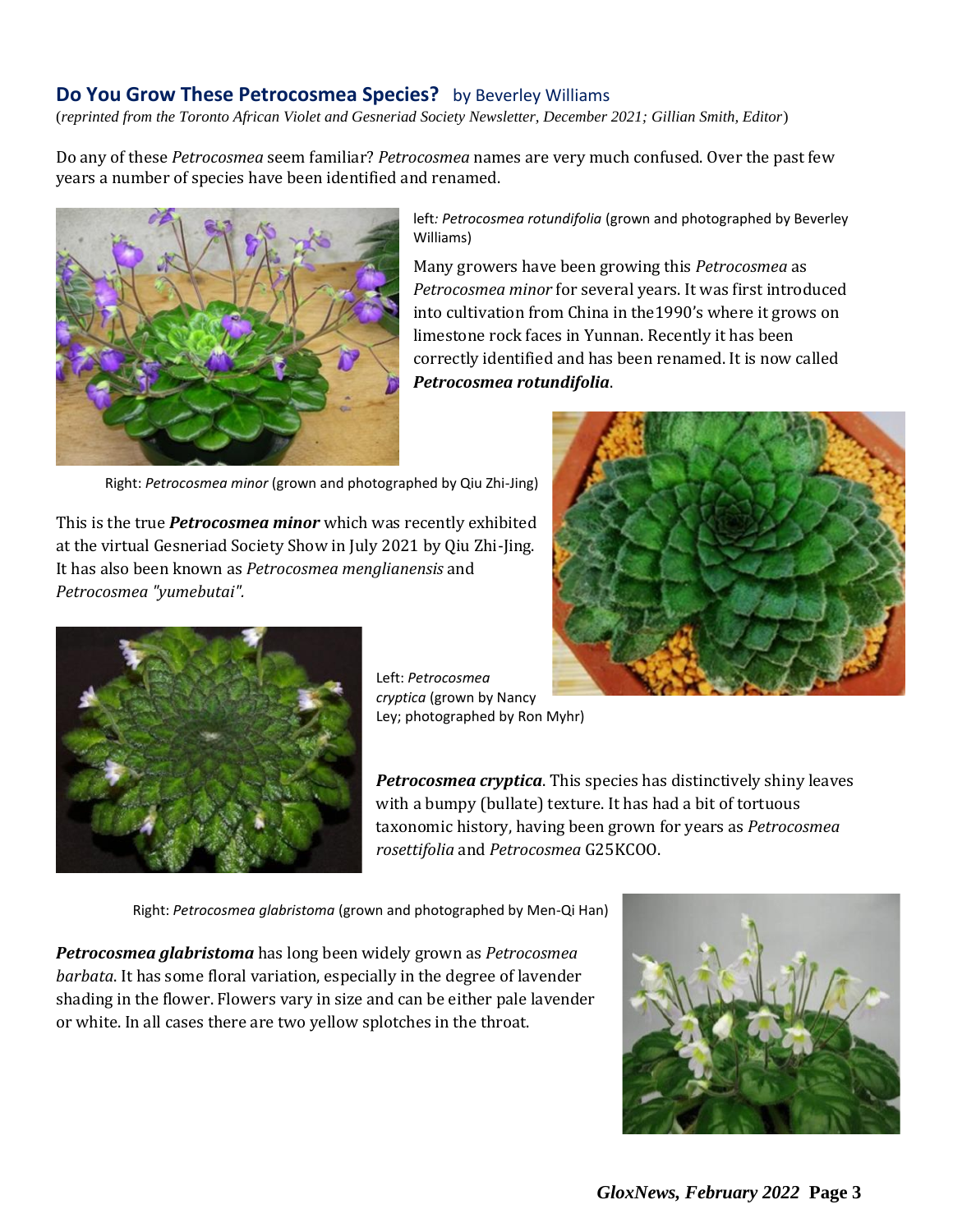## Do You Grow These Petrocosmea Species? by Beverley Williams

(*reprinted from the Toronto African Violet and Gesneriad Society Newsletter, December 2021; Gillian Smith, Editor*)

Do any of these *Petrocosmea* seem familiar? *Petrocosmea* names are very much confused. Over the past few years a number of species have been identified and renamed.

left*: Petrocosmea rotundifolia* (grown and photographed by Beverley Williams)

Many growers have been growing this *Petrocosmea* as *Petrocosmea minor* for several years. It was first introduced into cultivation from China in the1990's where it grows on limestone rock faces in Yunnan. Recently it has been correctly identified and has been renamed. It is now called ***Petrocosmea rotundifolia***.

Right: *Petrocosmea minor* (grown and photographed by Qiu Zhi-Jing)

This is the true ***Petrocosmea minor*** which was recently exhibited at the virtual Gesneriad Society Show in July 2021 by Qiu Zhi-Jing. It has also been known as *Petrocosmea menglianensis* and *Petrocosmea "yumebutai".*

Left: *Petrocosmea cryptica* (grown by Nancy Ley; photographed by Ron Myhr)

***Petrocosmea cryptica***. This species has distinctively shiny leaves with a bumpy (bullate) texture. It has had a bit of tortuous taxonomic history, having been grown for years as *Petrocosmea rosettifolia* and *Petrocosmea* G25KCOO.

Right: *Petrocosmea glabristoma* (grown and photographed by Men-Qi Han)

***Petrocosmea glabristoma*** has long been widely grown as *Petrocosmea barbata*. It has some floral variation, especially in the degree of lavender shading in the flower. Flowers vary in size and can be either pale lavender or white. In all cases there are two yellow splotches in the throat.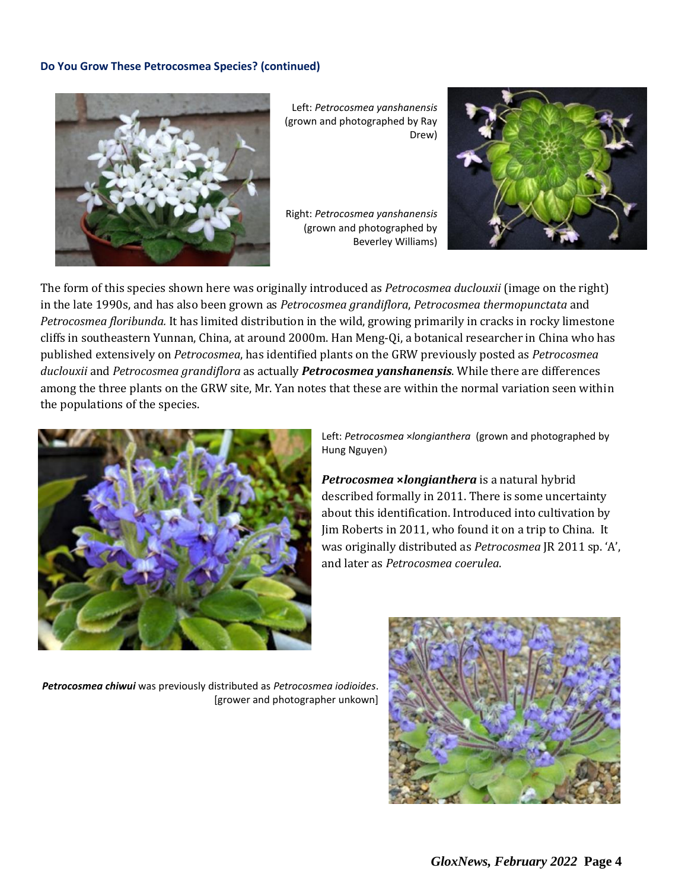### Do You Grow These Petrocosmea Species? (continued)

Left: *Petrocosmea yanshanensis* (grown and photographed by Ray Drew)

Right: *Petrocosmea yanshanensis* (grown and photographed by Beverley Williams)

The form of this species shown here was originally introduced as *Petrocosmea duclouxii* (image on the right) in the late 1990s, and has also been grown as *Petrocosmea grandiflora*, *Petrocosmea thermopunctata* and *Petrocosmea floribunda.* It has limited distribution in the wild, growing primarily in cracks in rocky limestone cliffs in southeastern Yunnan, China, at around 2000m. Han Meng-Qi, a botanical researcher in China who has published extensively on *Petrocosmea*, has identified plants on the GRW previously posted as *Petrocosmea duclouxii* and *Petrocosmea grandiflora* as actually ***Petrocosmea yanshanensis***. While there are differences among the three plants on the GRW site, Mr. Yan notes that these are within the normal variation seen within the populations of the species.

Left: *Petrocosmea ×longianthera* (grown and photographed by Hung Nguyen)

***Petrocosmea ×longianthera*** is a natural hybrid described formally in 2011. There is some uncertainty about this identification. Introduced into cultivation by Jim Roberts in 2011, who found it on a trip to China. It was originally distributed as *Petrocosmea* JR 2011 sp. 'A', and later as *Petrocosmea coerulea*.

***Petrocosmea chiwui*** was previously distributed as *Petrocosmea iodioides*. [grower and photographer unkown]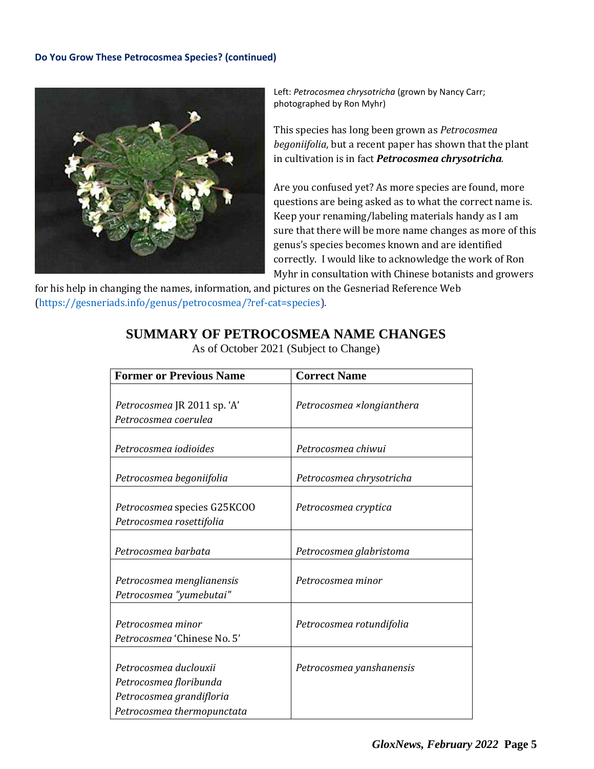### Do You Grow These Petrocosmea Species? (continued)

Left: *Petrocosmea chrysotricha* (grown by Nancy Carr; photographed by Ron Myhr)

This species has long been grown as *Petrocosmea begoniifolia*, but a recent paper has shown that the plant in cultivation is in fact ***Petrocosmea chrysotricha****.*

Are you confused yet? As more species are found, more questions are being asked as to what the correct name is. Keep your renaming/labeling materials handy as I am sure that there will be more name changes as more of this genus's species becomes known and are identified correctly. I would like to acknowledge the work of Ron Myhr in consultation with Chinese botanists and growers for his help in changing the names, information, and pictures on the Gesneriad Reference Web (https://gesneriads.info/genus/petrocosmea/?ref-cat=species).

## SUMMARY OF PETROCOSMEA NAME CHANGES

As of October 2021 (Subject to Change)

| Former or Previous Name | Correct Name |
|---|---|
| *Petrocosmea* JR 2011 sp. 'A'<br>*Petrocosmea coerulea* | *Petrocosmea ×longianthera* |
| *Petrocosmea iodioides* | *Petrocosmea chiwui* |
| *Petrocosmea begoniifolia* | *Petrocosmea chrysotricha* |
| *Petrocosmea* species G25KCOO<br>*Petrocosmea rosettifolia* | *Petrocosmea cryptica* |
| *Petrocosmea barbata* | *Petrocosmea glabristoma* |
| *Petrocosmea menglianensis*<br>*Petrocosmea "yumebutai"* | *Petrocosmea minor* |
| *Petrocosmea minor*<br>*Petrocosmea* 'Chinese No. 5' | *Petrocosmea rotundifolia* |
| *Petrocosmea duclouxii*<br>*Petrocosmea floribunda*<br>*Petrocosmea grandifloria*<br>*Petrocosmea thermopunctata* | *Petrocosmea yanshanensis* |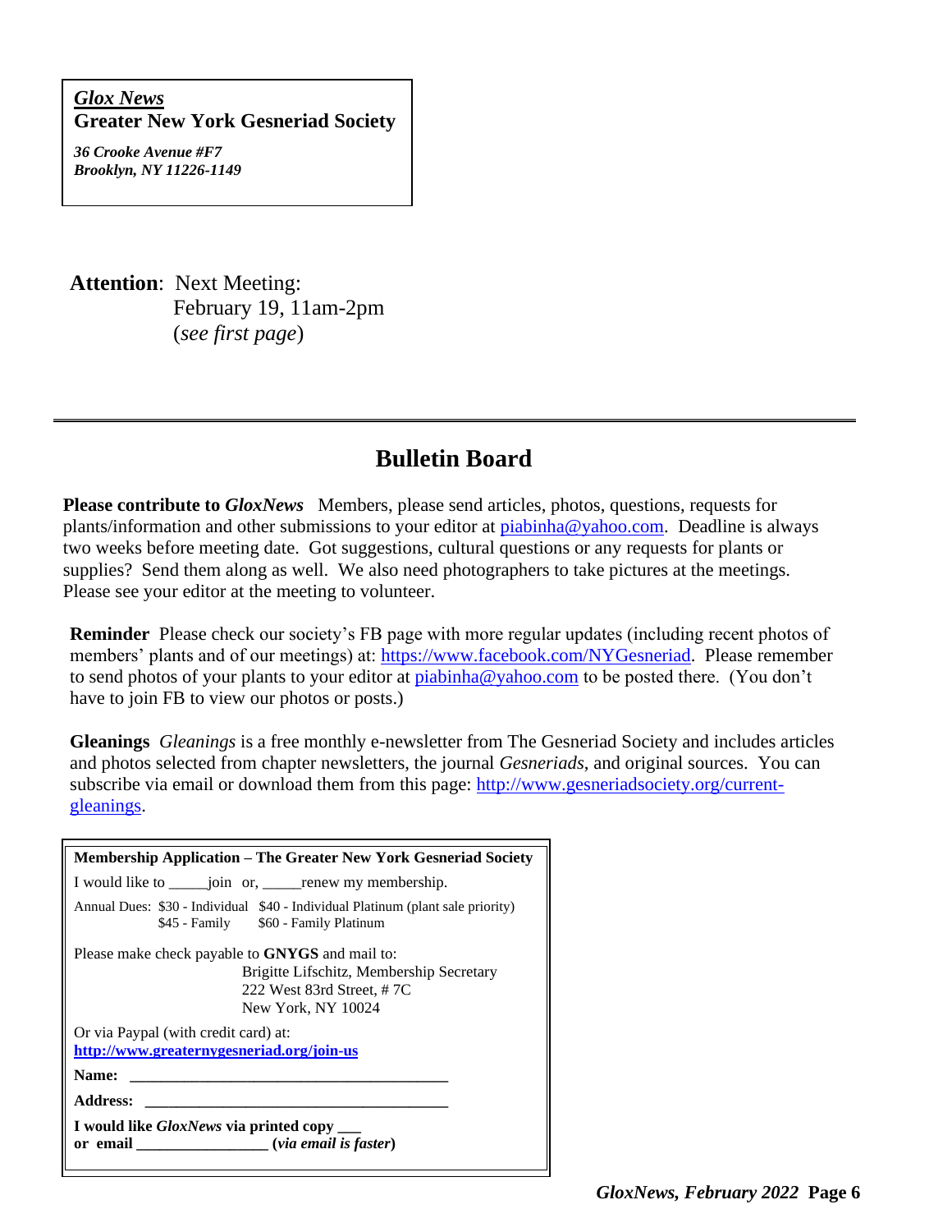***Glox News***
**Greater New York Gesneriad Society**

***36 Crooke Avenue #F7***
***Brooklyn, NY 11226-1149***

**Attention**: Next Meeting:
February 19, 11am-2pm
(*see first page*)

## Bulletin Board

**Please contribute to *GloxNews*** Members, please send articles, photos, questions, requests for plants/information and other submissions to your editor at piabinha@yahoo.com. Deadline is always two weeks before meeting date. Got suggestions, cultural questions or any requests for plants or supplies? Send them along as well. We also need photographers to take pictures at the meetings. Please see your editor at the meeting to volunteer.

**Reminder** Please check our society's FB page with more regular updates (including recent photos of members' plants and of our meetings) at: https://www.facebook.com/NYGesneriad. Please remember to send photos of your plants to your editor at piabinha@yahoo.com to be posted there. (You don't have to join FB to view our photos or posts.)

**Gleanings** *Gleanings* is a free monthly e-newsletter from The Gesneriad Society and includes articles and photos selected from chapter newsletters, the journal *Gesneriads*, and original sources. You can subscribe via email or download them from this page: http://www.gesneriadsociety.org/current-gleanings.

**Membership Application – The Greater New York Gesneriad Society**

I would like to _____join or, _____renew my membership.

Annual Dues: $30 - Individual $40 - Individual Platinum (plant sale priority)
$45 - Family $60 - Family Platinum

Please make check payable to **GNYGS** and mail to:
Brigitte Lifschitz, Membership Secretary
222 West 83rd Street, # 7C
New York, NY 10024

Or via Paypal (with credit card) at:
**http://www.greaternygesneriad.org/join-us**

**Name:** ________________________________________

**Address:** ______________________________________

**I would like *GloxNews* via printed copy ___**
**or email ________________ (*via email is faster*)**